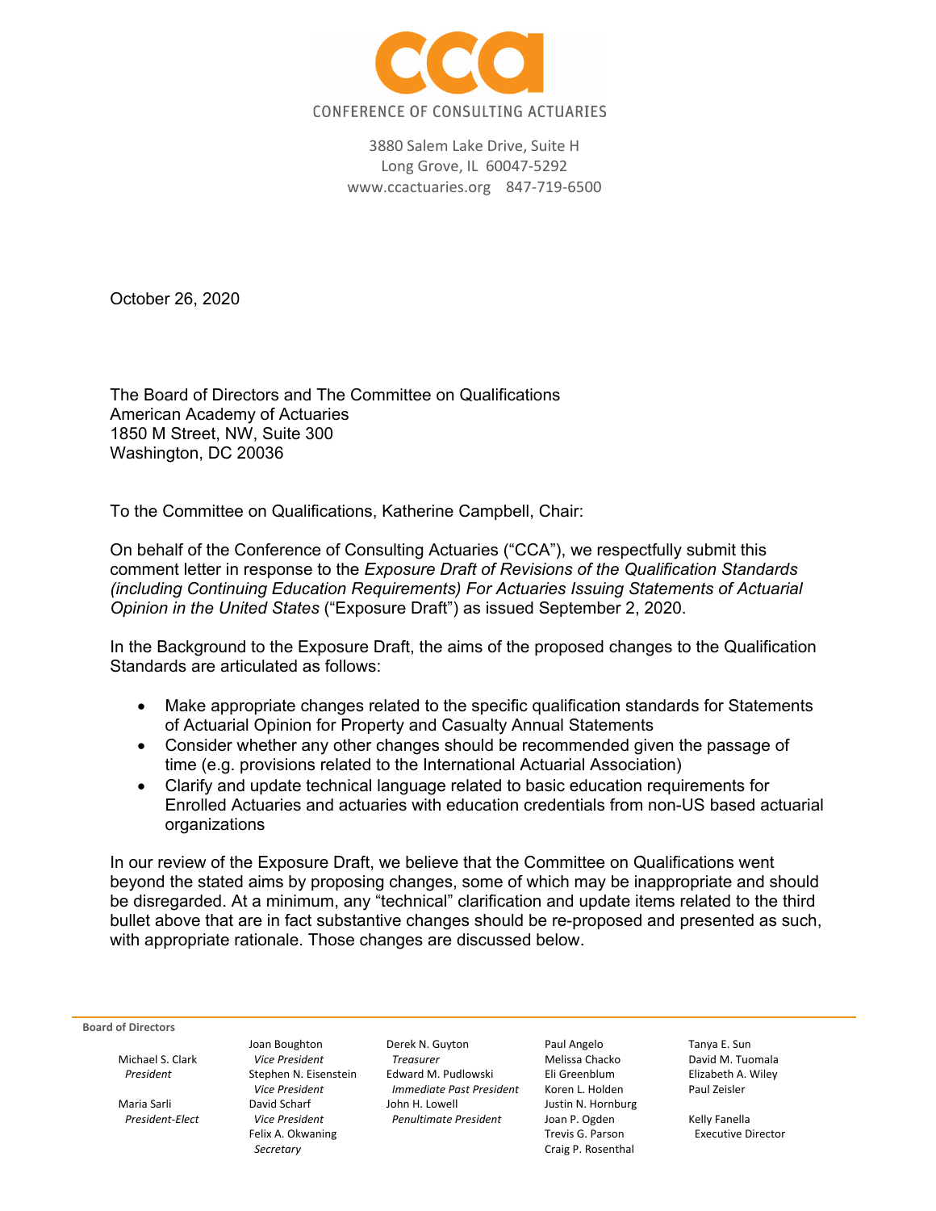# CONFERENCE OF CONSULTING ACTUARIES

3880 Salem Lake Drive, Suite H
Long Grove, IL 60047-5292
www.ccactuaries.org 847-719-6500

October 26, 2020

The Board of Directors and The Committee on Qualifications
American Academy of Actuaries
1850 M Street, NW, Suite 300
Washington, DC 20036

To the Committee on Qualifications, Katherine Campbell, Chair:

On behalf of the Conference of Consulting Actuaries ("CCA"), we respectfully submit this comment letter in response to the *Exposure Draft of Revisions of the Qualification Standards (including Continuing Education Requirements) For Actuaries Issuing Statements of Actuarial Opinion in the United States* ("Exposure Draft") as issued September 2, 2020.

In the Background to the Exposure Draft, the aims of the proposed changes to the Qualification Standards are articulated as follows:

- Make appropriate changes related to the specific qualification standards for Statements of Actuarial Opinion for Property and Casualty Annual Statements
- Consider whether any other changes should be recommended given the passage of time (e.g. provisions related to the International Actuarial Association)
- Clarify and update technical language related to basic education requirements for Enrolled Actuaries and actuaries with education credentials from non-US based actuarial organizations

In our review of the Exposure Draft, we believe that the Committee on Qualifications went beyond the stated aims by proposing changes, some of which may be inappropriate and should be disregarded. At a minimum, any "technical" clarification and update items related to the third bullet above that are in fact substantive changes should be re-proposed and presented as such, with appropriate rationale. Those changes are discussed below.

**Board of Directors**

Michael S. Clark, *President*
Maria Sarli, *President-Elect*
Joan Boughton, *Vice President*
Stephen N. Eisenstein, *Vice President*
David Scharf, *Vice President*
Felix A. Okwaning, *Secretary*
Derek N. Guyton, *Treasurer*
Edward M. Pudlowski, *Immediate Past President*
John H. Lowell, *Penultimate President*
Paul Angelo
Melissa Chacko
Eli Greenblum
Koren L. Holden
Justin N. Hornburg
Joan P. Ogden
Trevis G. Parson
Craig P. Rosenthal
Tanya E. Sun
David M. Tuomala
Elizabeth A. Wiley
Paul Zeisler
Kelly Fanella, Executive Director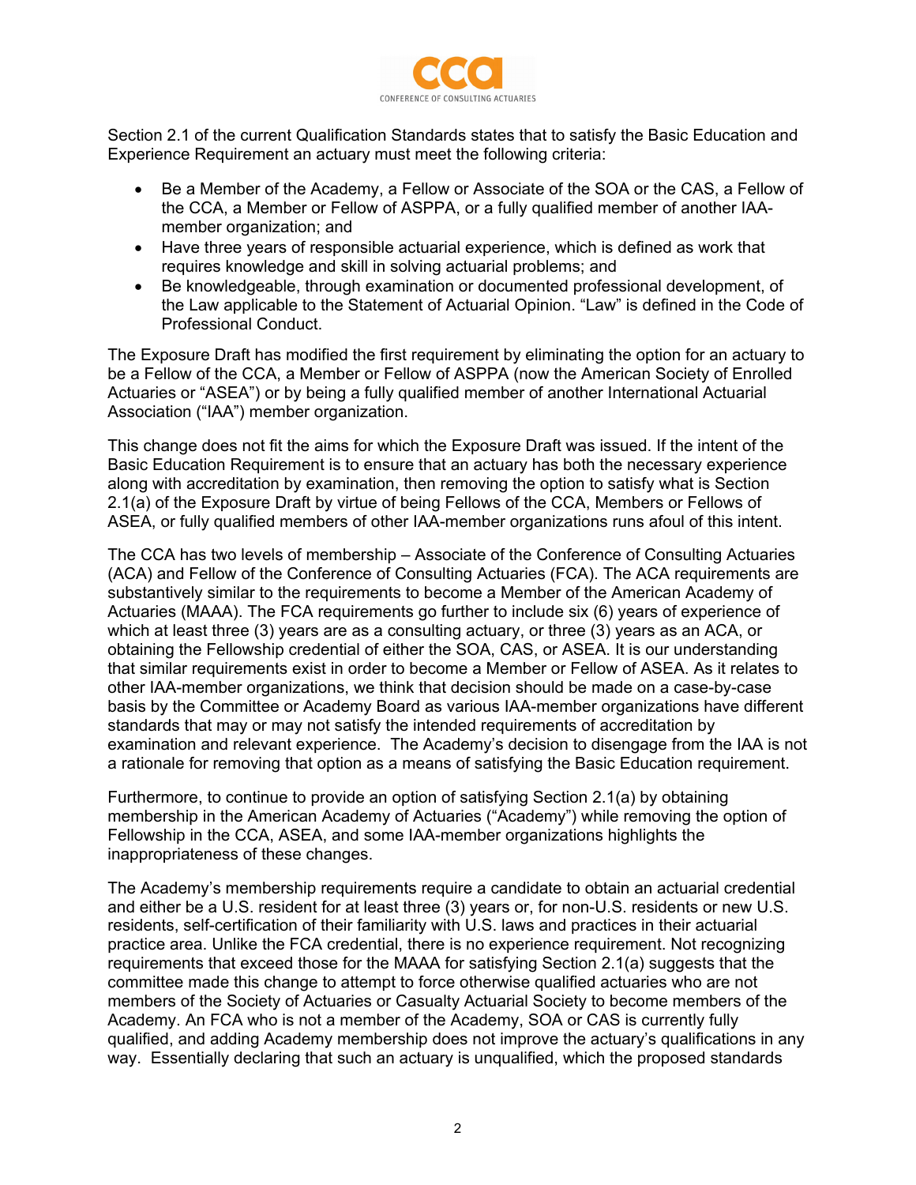Section 2.1 of the current Qualification Standards states that to satisfy the Basic Education and Experience Requirement an actuary must meet the following criteria:

- Be a Member of the Academy, a Fellow or Associate of the SOA or the CAS, a Fellow of the CCA, a Member or Fellow of ASPPA, or a fully qualified member of another IAA-member organization; and
- Have three years of responsible actuarial experience, which is defined as work that requires knowledge and skill in solving actuarial problems; and
- Be knowledgeable, through examination or documented professional development, of the Law applicable to the Statement of Actuarial Opinion. "Law" is defined in the Code of Professional Conduct.

The Exposure Draft has modified the first requirement by eliminating the option for an actuary to be a Fellow of the CCA, a Member or Fellow of ASPPA (now the American Society of Enrolled Actuaries or "ASEA") or by being a fully qualified member of another International Actuarial Association ("IAA") member organization.

This change does not fit the aims for which the Exposure Draft was issued. If the intent of the Basic Education Requirement is to ensure that an actuary has both the necessary experience along with accreditation by examination, then removing the option to satisfy what is Section 2.1(a) of the Exposure Draft by virtue of being Fellows of the CCA, Members or Fellows of ASEA, or fully qualified members of other IAA-member organizations runs afoul of this intent.

The CCA has two levels of membership – Associate of the Conference of Consulting Actuaries (ACA) and Fellow of the Conference of Consulting Actuaries (FCA). The ACA requirements are substantively similar to the requirements to become a Member of the American Academy of Actuaries (MAAA). The FCA requirements go further to include six (6) years of experience of which at least three (3) years are as a consulting actuary, or three (3) years as an ACA, or obtaining the Fellowship credential of either the SOA, CAS, or ASEA. It is our understanding that similar requirements exist in order to become a Member or Fellow of ASEA. As it relates to other IAA-member organizations, we think that decision should be made on a case-by-case basis by the Committee or Academy Board as various IAA-member organizations have different standards that may or may not satisfy the intended requirements of accreditation by examination and relevant experience. The Academy's decision to disengage from the IAA is not a rationale for removing that option as a means of satisfying the Basic Education requirement.

Furthermore, to continue to provide an option of satisfying Section 2.1(a) by obtaining membership in the American Academy of Actuaries ("Academy") while removing the option of Fellowship in the CCA, ASEA, and some IAA-member organizations highlights the inappropriateness of these changes.

The Academy's membership requirements require a candidate to obtain an actuarial credential and either be a U.S. resident for at least three (3) years or, for non-U.S. residents or new U.S. residents, self-certification of their familiarity with U.S. laws and practices in their actuarial practice area. Unlike the FCA credential, there is no experience requirement. Not recognizing requirements that exceed those for the MAAA for satisfying Section 2.1(a) suggests that the committee made this change to attempt to force otherwise qualified actuaries who are not members of the Society of Actuaries or Casualty Actuarial Society to become members of the Academy. An FCA who is not a member of the Academy, SOA or CAS is currently fully qualified, and adding Academy membership does not improve the actuary's qualifications in any way. Essentially declaring that such an actuary is unqualified, which the proposed standards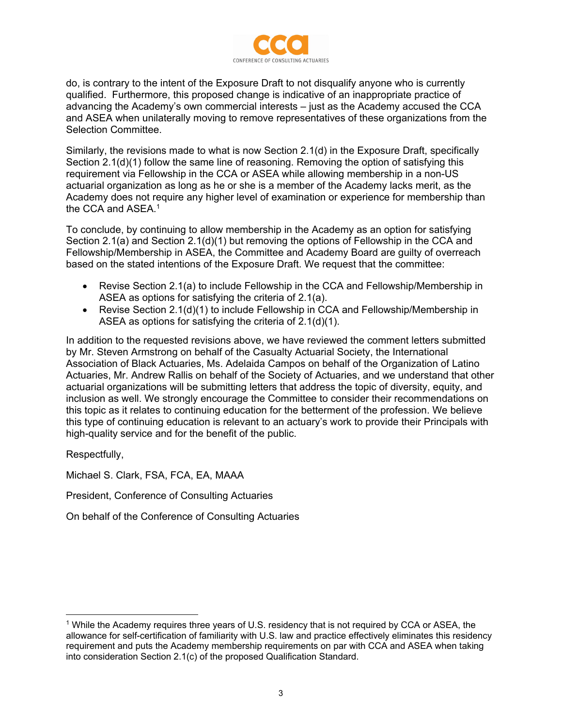do, is contrary to the intent of the Exposure Draft to not disqualify anyone who is currently qualified. Furthermore, this proposed change is indicative of an inappropriate practice of advancing the Academy's own commercial interests – just as the Academy accused the CCA and ASEA when unilaterally moving to remove representatives of these organizations from the Selection Committee.

Similarly, the revisions made to what is now Section 2.1(d) in the Exposure Draft, specifically Section 2.1(d)(1) follow the same line of reasoning. Removing the option of satisfying this requirement via Fellowship in the CCA or ASEA while allowing membership in a non-US actuarial organization as long as he or she is a member of the Academy lacks merit, as the Academy does not require any higher level of examination or experience for membership than the CCA and ASEA.[1]

To conclude, by continuing to allow membership in the Academy as an option for satisfying Section 2.1(a) and Section 2.1(d)(1) but removing the options of Fellowship in the CCA and Fellowship/Membership in ASEA, the Committee and Academy Board are guilty of overreach based on the stated intentions of the Exposure Draft. We request that the committee:

- Revise Section 2.1(a) to include Fellowship in the CCA and Fellowship/Membership in ASEA as options for satisfying the criteria of 2.1(a).
- Revise Section 2.1(d)(1) to include Fellowship in CCA and Fellowship/Membership in ASEA as options for satisfying the criteria of 2.1(d)(1).

In addition to the requested revisions above, we have reviewed the comment letters submitted by Mr. Steven Armstrong on behalf of the Casualty Actuarial Society, the International Association of Black Actuaries, Ms. Adelaida Campos on behalf of the Organization of Latino Actuaries, Mr. Andrew Rallis on behalf of the Society of Actuaries, and we understand that other actuarial organizations will be submitting letters that address the topic of diversity, equity, and inclusion as well. We strongly encourage the Committee to consider their recommendations on this topic as it relates to continuing education for the betterment of the profession. We believe this type of continuing education is relevant to an actuary's work to provide their Principals with high-quality service and for the benefit of the public.

Respectfully,

Michael S. Clark, FSA, FCA, EA, MAAA

President, Conference of Consulting Actuaries

On behalf of the Conference of Consulting Actuaries

---

[1] While the Academy requires three years of U.S. residency that is not required by CCA or ASEA, the allowance for self-certification of familiarity with U.S. law and practice effectively eliminates this residency requirement and puts the Academy membership requirements on par with CCA and ASEA when taking into consideration Section 2.1(c) of the proposed Qualification Standard.